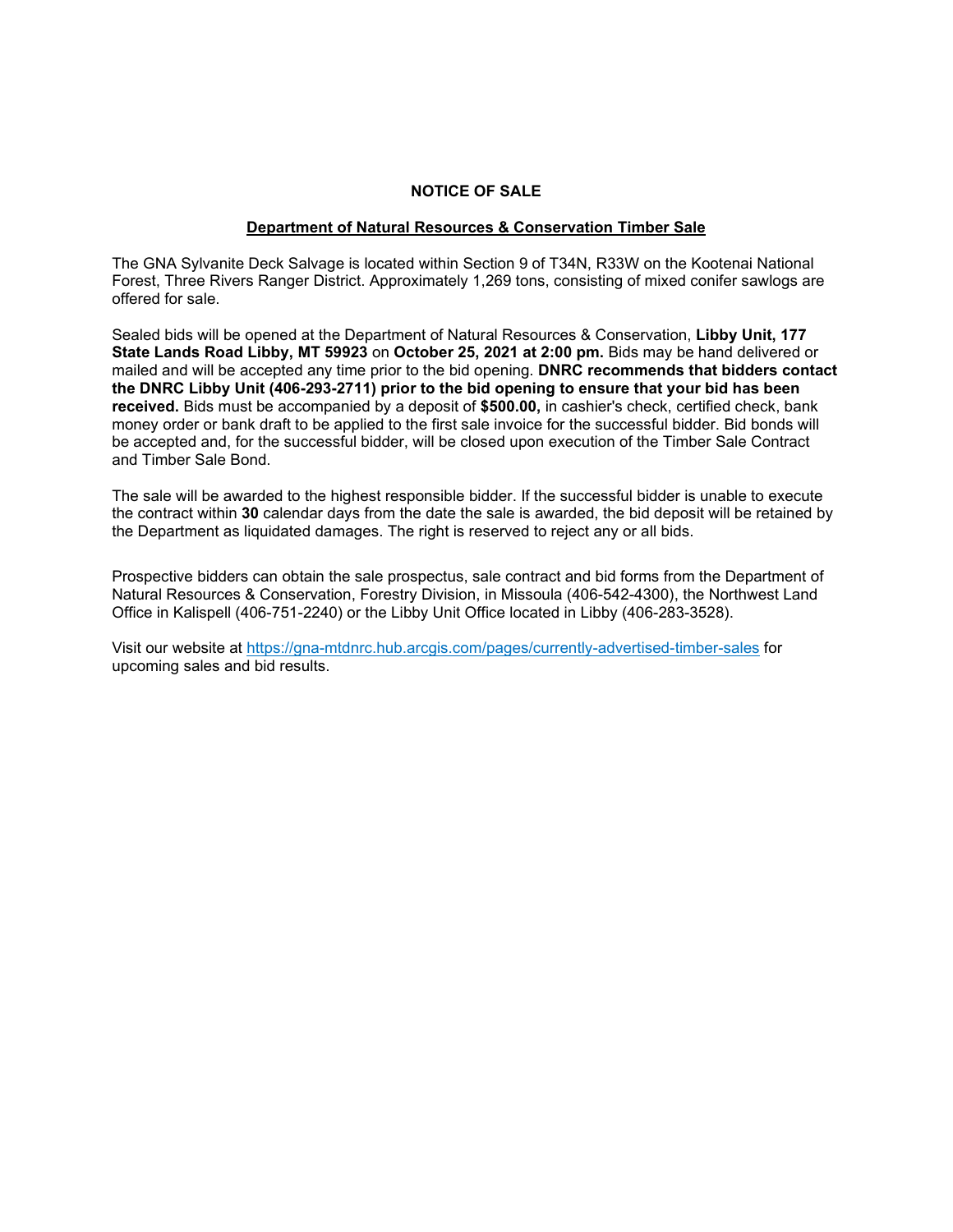# NOTICE OF SALE

## Department of Natural Resources & Conservation Timber Sale

The GNA Sylvanite Deck Salvage is located within Section 9 of T34N, R33W on the Kootenai National Forest, Three Rivers Ranger District. Approximately 1,269 tons, consisting of mixed conifer sawlogs are offered for sale.

Sealed bids will be opened at the Department of Natural Resources & Conservation, **Libby Unit, 177 State Lands Road Libby, MT 59923** on **October 25, 2021 at 2:00 pm.** Bids may be hand delivered or mailed and will be accepted any time prior to the bid opening. **DNRC recommends that bidders contact the DNRC Libby Unit (406-293-2711) prior to the bid opening to ensure that your bid has been received.** Bids must be accompanied by a deposit of **$500.00,** in cashier's check, certified check, bank money order or bank draft to be applied to the first sale invoice for the successful bidder. Bid bonds will be accepted and, for the successful bidder, will be closed upon execution of the Timber Sale Contract and Timber Sale Bond.

The sale will be awarded to the highest responsible bidder. If the successful bidder is unable to execute the contract within **30** calendar days from the date the sale is awarded, the bid deposit will be retained by the Department as liquidated damages. The right is reserved to reject any or all bids.

Prospective bidders can obtain the sale prospectus, sale contract and bid forms from the Department of Natural Resources & Conservation, Forestry Division, in Missoula (406-542-4300), the Northwest Land Office in Kalispell (406-751-2240) or the Libby Unit Office located in Libby (406-283-3528).

Visit our website at https://gna-mtdnrc.hub.arcgis.com/pages/currently-advertised-timber-sales for upcoming sales and bid results.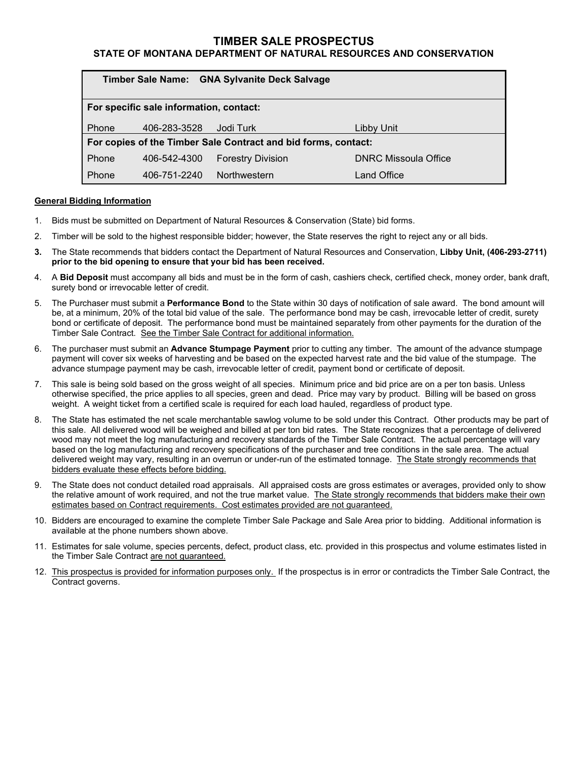# TIMBER SALE PROSPECTUS

## STATE OF MONTANA DEPARTMENT OF NATURAL RESOURCES AND CONSERVATION

| **Timber Sale Name: GNA Sylvanite Deck Salvage** | | | |
|---|---|---|---|
| **For specific sale information, contact:** | | | |
| Phone | 406-283-3528 | Jodi Turk | Libby Unit |
| **For copies of the Timber Sale Contract and bid forms, contact:** | | | |
| Phone | 406-542-4300 | Forestry Division | DNRC Missoula Office |
| Phone | 406-751-2240 | Northwestern | Land Office |

### General Bidding Information

1. Bids must be submitted on Department of Natural Resources & Conservation (State) bid forms.
2. Timber will be sold to the highest responsible bidder; however, the State reserves the right to reject any or all bids.
3. The State recommends that bidders contact the Department of Natural Resources and Conservation, **Libby Unit, (406-293-2711) prior to the bid opening to ensure that your bid has been received.**
4. A **Bid Deposit** must accompany all bids and must be in the form of cash, cashiers check, certified check, money order, bank draft, surety bond or irrevocable letter of credit.
5. The Purchaser must submit a **Performance Bond** to the State within 30 days of notification of sale award. The bond amount will be, at a minimum, 20% of the total bid value of the sale. The performance bond may be cash, irrevocable letter of credit, surety bond or certificate of deposit. The performance bond must be maintained separately from other payments for the duration of the Timber Sale Contract. See the Timber Sale Contract for additional information.
6. The purchaser must submit an **Advance Stumpage Payment** prior to cutting any timber. The amount of the advance stumpage payment will cover six weeks of harvesting and be based on the expected harvest rate and the bid value of the stumpage. The advance stumpage payment may be cash, irrevocable letter of credit, payment bond or certificate of deposit.
7. This sale is being sold based on the gross weight of all species. Minimum price and bid price are on a per ton basis. Unless otherwise specified, the price applies to all species, green and dead. Price may vary by product. Billing will be based on gross weight. A weight ticket from a certified scale is required for each load hauled, regardless of product type.
8. The State has estimated the net scale merchantable sawlog volume to be sold under this Contract. Other products may be part of this sale. All delivered wood will be weighed and billed at per ton bid rates. The State recognizes that a percentage of delivered wood may not meet the log manufacturing and recovery standards of the Timber Sale Contract. The actual percentage will vary based on the log manufacturing and recovery specifications of the purchaser and tree conditions in the sale area. The actual delivered weight may vary, resulting in an overrun or under-run of the estimated tonnage. The State strongly recommends that bidders evaluate these effects before bidding.
9. The State does not conduct detailed road appraisals. All appraised costs are gross estimates or averages, provided only to show the relative amount of work required, and not the true market value. The State strongly recommends that bidders make their own estimates based on Contract requirements. Cost estimates provided are not guaranteed.
10. Bidders are encouraged to examine the complete Timber Sale Package and Sale Area prior to bidding. Additional information is available at the phone numbers shown above.
11. Estimates for sale volume, species percents, defect, product class, etc. provided in this prospectus and volume estimates listed in the Timber Sale Contract are not guaranteed.
12. This prospectus is provided for information purposes only. If the prospectus is in error or contradicts the Timber Sale Contract, the Contract governs.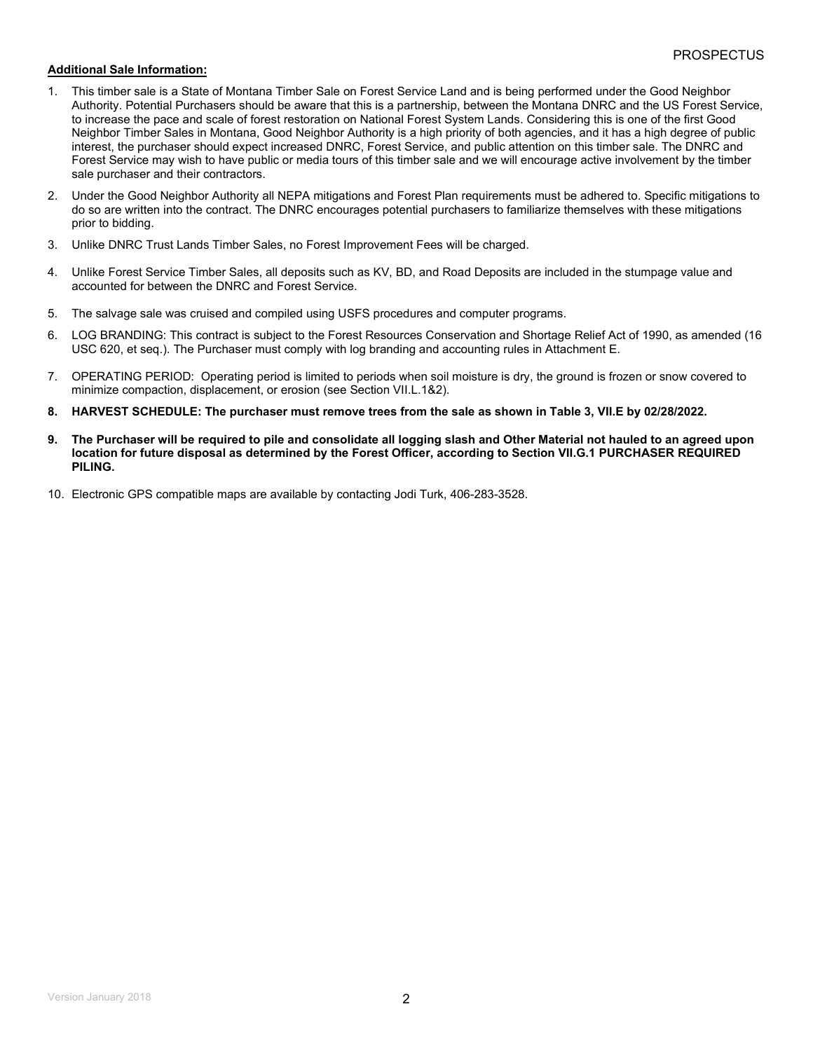**Additional Sale Information:**

1. This timber sale is a State of Montana Timber Sale on Forest Service Land and is being performed under the Good Neighbor Authority. Potential Purchasers should be aware that this is a partnership, between the Montana DNRC and the US Forest Service, to increase the pace and scale of forest restoration on National Forest System Lands. Considering this is one of the first Good Neighbor Timber Sales in Montana, Good Neighbor Authority is a high priority of both agencies, and it has a high degree of public interest, the purchaser should expect increased DNRC, Forest Service, and public attention on this timber sale. The DNRC and Forest Service may wish to have public or media tours of this timber sale and we will encourage active involvement by the timber sale purchaser and their contractors.
2. Under the Good Neighbor Authority all NEPA mitigations and Forest Plan requirements must be adhered to. Specific mitigations to do so are written into the contract. The DNRC encourages potential purchasers to familiarize themselves with these mitigations prior to bidding.
3. Unlike DNRC Trust Lands Timber Sales, no Forest Improvement Fees will be charged.
4. Unlike Forest Service Timber Sales, all deposits such as KV, BD, and Road Deposits are included in the stumpage value and accounted for between the DNRC and Forest Service.
5. The salvage sale was cruised and compiled using USFS procedures and computer programs.
6. LOG BRANDING: This contract is subject to the Forest Resources Conservation and Shortage Relief Act of 1990, as amended (16 USC 620, et seq.). The Purchaser must comply with log branding and accounting rules in Attachment E.
7. OPERATING PERIOD: Operating period is limited to periods when soil moisture is dry, the ground is frozen or snow covered to minimize compaction, displacement, or erosion (see Section VII.L.1&2).
8. **HARVEST SCHEDULE: The purchaser must remove trees from the sale as shown in Table 3, VII.E by 02/28/2022.**
9. **The Purchaser will be required to pile and consolidate all logging slash and Other Material not hauled to an agreed upon location for future disposal as determined by the Forest Officer, according to Section VII.G.1 PURCHASER REQUIRED PILING.**
10. Electronic GPS compatible maps are available by contacting Jodi Turk, 406-283-3528.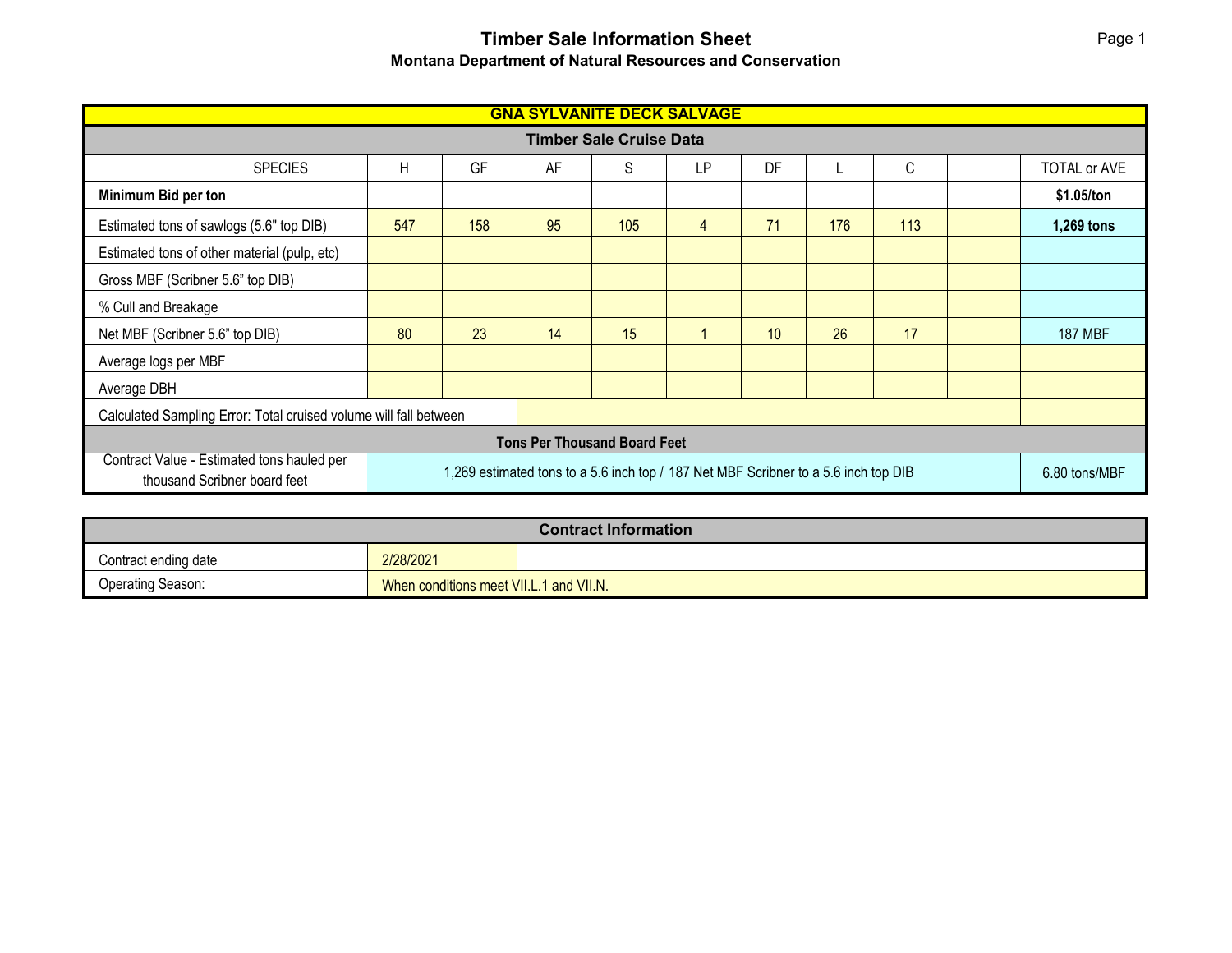# Timber Sale Information Sheet

## Montana Department of Natural Resources and Conservation

| GNA SYLVANITE DECK SALVAGE | | | | | | | | | | |
|---|---|---|---|---|---|---|---|---|---|---|
| **Timber Sale Cruise Data** | | | | | | | | | | |
| SPECIES | H | GF | AF | S | LP | DF | L | C | | TOTAL or AVE |
| **Minimum Bid per ton** | | | | | | | | | | **$1.05/ton** |
| Estimated tons of sawlogs (5.6" top DIB) | 547 | 158 | 95 | 105 | 4 | 71 | 176 | 113 | | **1,269 tons** |
| Estimated tons of other material (pulp, etc) | | | | | | | | | | |
| Gross MBF (Scribner 5.6" top DIB) | | | | | | | | | | |
| % Cull and Breakage | | | | | | | | | | |
| Net MBF (Scribner 5.6" top DIB) | 80 | 23 | 14 | 15 | 1 | 10 | 26 | 17 | | 187 MBF |
| Average logs per MBF | | | | | | | | | | |
| Average DBH | | | | | | | | | | |
| Calculated Sampling Error: Total cruised volume will fall between | | | | | | | | | | |
| **Tons Per Thousand Board Feet** | | | | | | | | | | |
| Contract Value - Estimated tons hauled per thousand Scribner board feet | 1,269 estimated tons to a 5.6 inch top / 187 Net MBF Scribner to a 5.6 inch top DIB | | | | | | | | | 6.80 tons/MBF |

| **Contract Information** | |
|---|---|
| Contract ending date | 2/28/2021 |
| Operating Season: | When conditions meet VII.L.1 and VII.N. |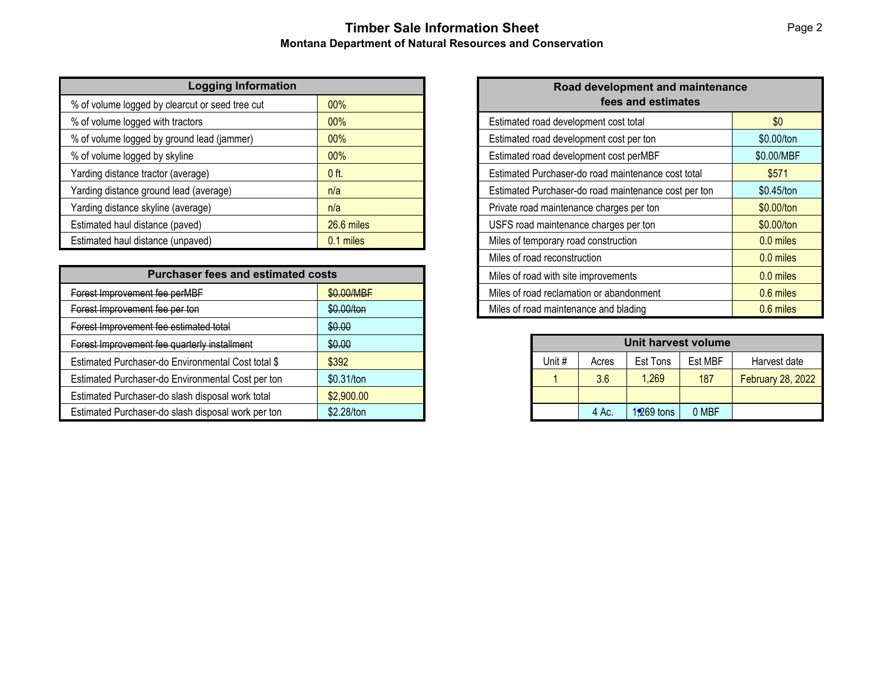# Timber Sale Information Sheet

**Montana Department of Natural Resources and Conservation**

| Logging Information | |
|---|---|
| % of volume logged by clearcut or seed tree cut | 00% |
| % of volume logged with tractors | 00% |
| % of volume logged by ground lead (jammer) | 00% |
| % of volume logged by skyline | 00% |
| Yarding distance tractor (average) | 0 ft. |
| Yarding distance ground lead (average) | n/a |
| Yarding distance skyline (average) | n/a |
| Estimated haul distance (paved) | 26.6 miles |
| Estimated haul distance (unpaved) | 0.1 miles |

| Purchaser fees and estimated costs | |
|---|---|
| ~~Forest Improvement fee perMBF~~ | ~~$0.00/MBF~~ |
| ~~Forest Improvement fee per ton~~ | ~~$0.00/ton~~ |
| ~~Forest Improvement fee estimated total~~ | ~~$0.00~~ |
| ~~Forest Improvement fee quarterly installment~~ | ~~$0.00~~ |
| Estimated Purchaser-do Environmental Cost total $ | $392 |
| Estimated Purchaser-do Environmental Cost per ton | $0.31/ton |
| Estimated Purchaser-do slash disposal work total | $2,900.00 |
| Estimated Purchaser-do slash disposal work per ton | $2.28/ton |

| Road development and maintenance fees and estimates | |
|---|---|
| Estimated road development cost total | $0 |
| Estimated road development cost per ton | $0.00/ton |
| Estimated road development cost perMBF | $0.00/MBF |
| Estimated Purchaser-do road maintenance cost total | $571 |
| Estimated Purchaser-do road maintenance cost per ton | $0.45/ton |
| Private road maintenance charges per ton | $0.00/ton |
| USFS road maintenance charges per ton | $0.00/ton |
| Miles of temporary road construction | 0.0 miles |
| Miles of road reconstruction | 0.0 miles |
| Miles of road with site improvements | 0.0 miles |
| Miles of road reclamation or abandonment | 0.6 miles |
| Miles of road maintenance and blading | 0.6 miles |

| Unit harvest volume | | | | |
|---|---|---|---|---|
| Unit # | Acres | Est Tons | Est MBF | Harvest date |
| 1 | 3.6 | 1,269 | 187 | February 28, 2022 |
| | | | | |
| | 4 Ac. | 1,269 tons | 0 MBF | |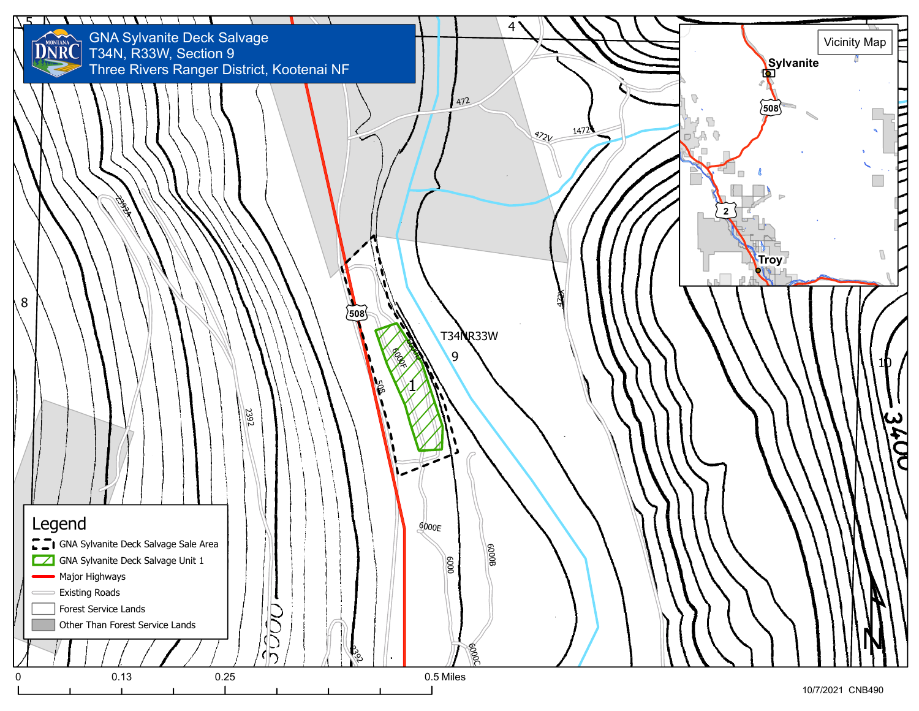# GNA Sylvanite Deck Salvage
T34N, R33W, Section 9
Three Rivers Ranger District, Kootenai NF

Vicinity Map

Sylvanite

508

2

Troy

T34NR33W

9

5

4

8

10

472

472V

1472

2392A

2392

508

6000E

6000

6000B

6000C

3400

3000

1

## Legend

- GNA Sylvanite Deck Salvage Sale Area
- GNA Sylvanite Deck Salvage Unit 1
- Major Highways
- Existing Roads
- Forest Service Lands
- Other Than Forest Service Lands

0 0.13 0.25 0.5 Miles

10/7/2021 CNB490